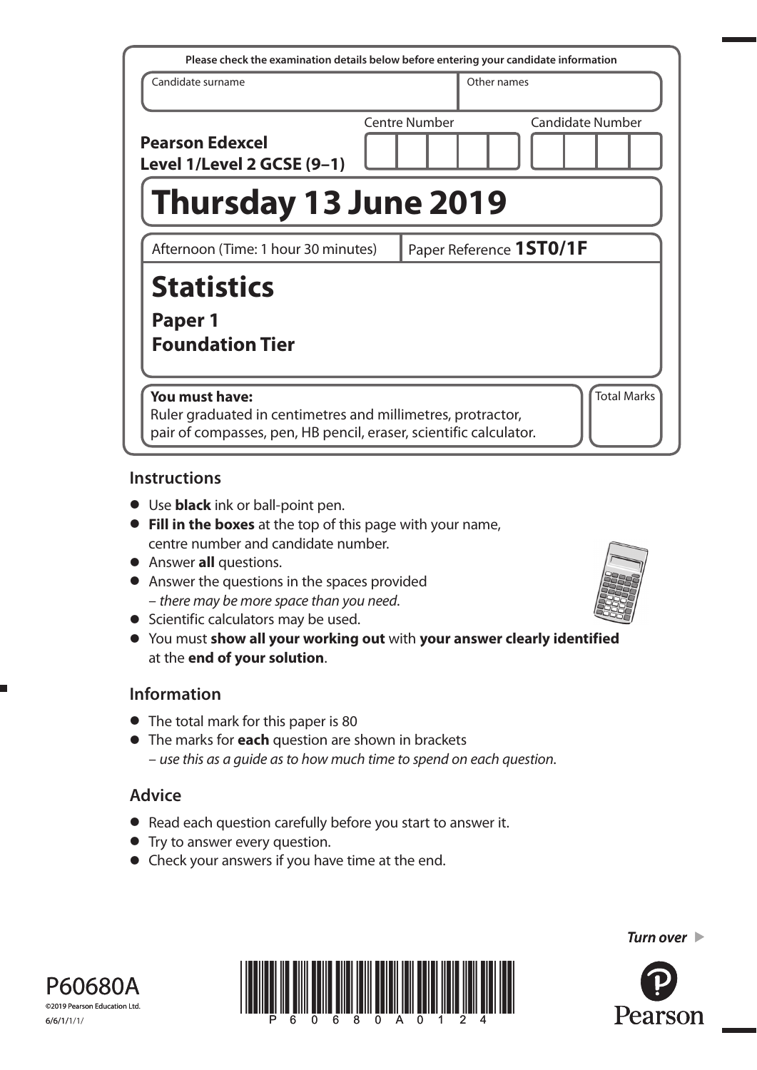Please check the examination details below before entering your candidate information

| Candidate surname | Other names |
| --- | --- |
| | |

**Pearson Edexcel Level 1/Level 2 GCSE (9–1)**

| Centre Number | Candidate Number |
| --- | --- |
| | |

# Thursday 13 June 2019

| Afternoon (Time: 1 hour 30 minutes) | Paper Reference **1ST0/1F** |
| --- | --- |

# Statistics

## Paper 1

## Foundation Tier

**You must have:**
Ruler graduated in centimetres and millimetres, protractor, pair of compasses, pen, HB pencil, eraser, scientific calculator.

Total Marks

## Instructions

- Use **black** ink or ball-point pen.
- **Fill in the boxes** at the top of this page with your name, centre number and candidate number.
- Answer **all** questions.
- Answer the questions in the spaces provided
  – *there may be more space than you need*.
- Scientific calculators may be used.
- You must **show all your working out** with **your answer clearly identified** at the **end of your solution**.

## Information

- The total mark for this paper is 80
- The marks for **each** question are shown in brackets
  – *use this as a guide as to how much time to spend on each question*.

## Advice

- Read each question carefully before you start to answer it.
- Try to answer every question.
- Check your answers if you have time at the end.

*Turn over* ▶

P60680A
©2019 Pearson Education Ltd.
6/6/1/1/1/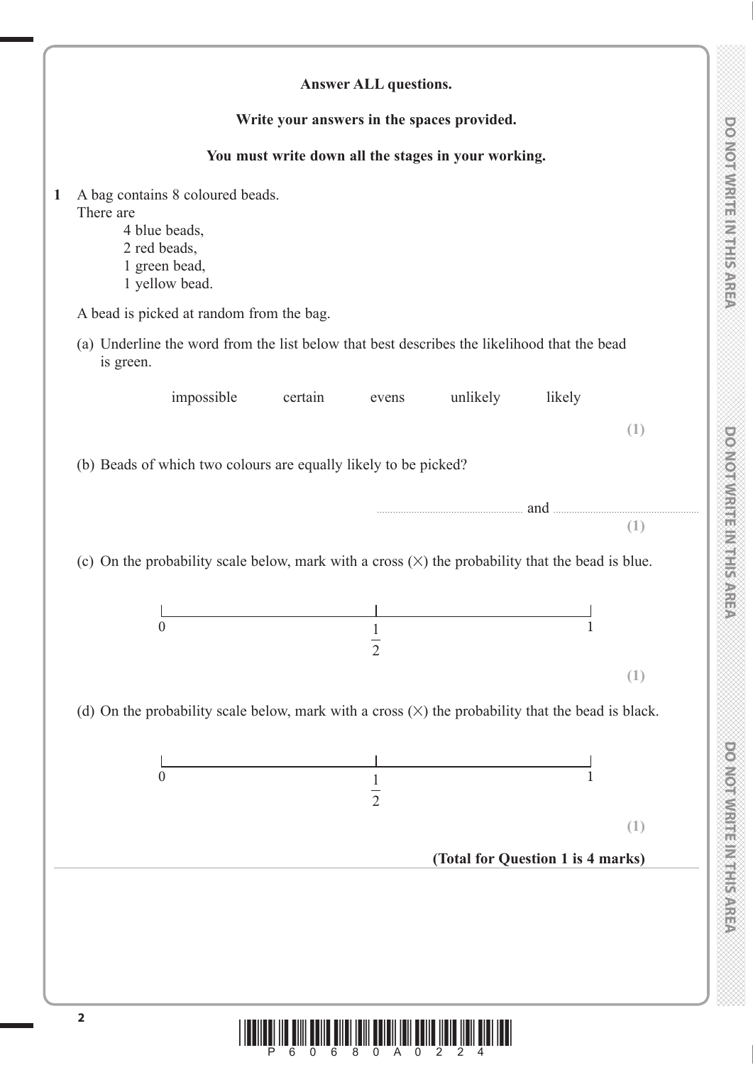**Answer ALL questions.**

**Write your answers in the spaces provided.**

**You must write down all the stages in your working.**

**1** A bag contains 8 coloured beads.
There are
- 4 blue beads,
- 2 red beads,
- 1 green bead,
- 1 yellow bead.

A bead is picked at random from the bag.

(a) Underline the word from the list below that best describes the likelihood that the bead is green.

impossible    certain    evens    unlikely    likely

**(1)**

(b) Beads of which two colours are equally likely to be picked?

.................................... and ....................................

**(1)**

(c) On the probability scale below, mark with a cross (×) the probability that the bead is blue.

0 ———————— $\frac{1}{2}$ ———————— 1

**(1)**

(d) On the probability scale below, mark with a cross (×) the probability that the bead is black.

0 ———————— $\frac{1}{2}$ ———————— 1

**(1)**

**(Total for Question 1 is 4 marks)**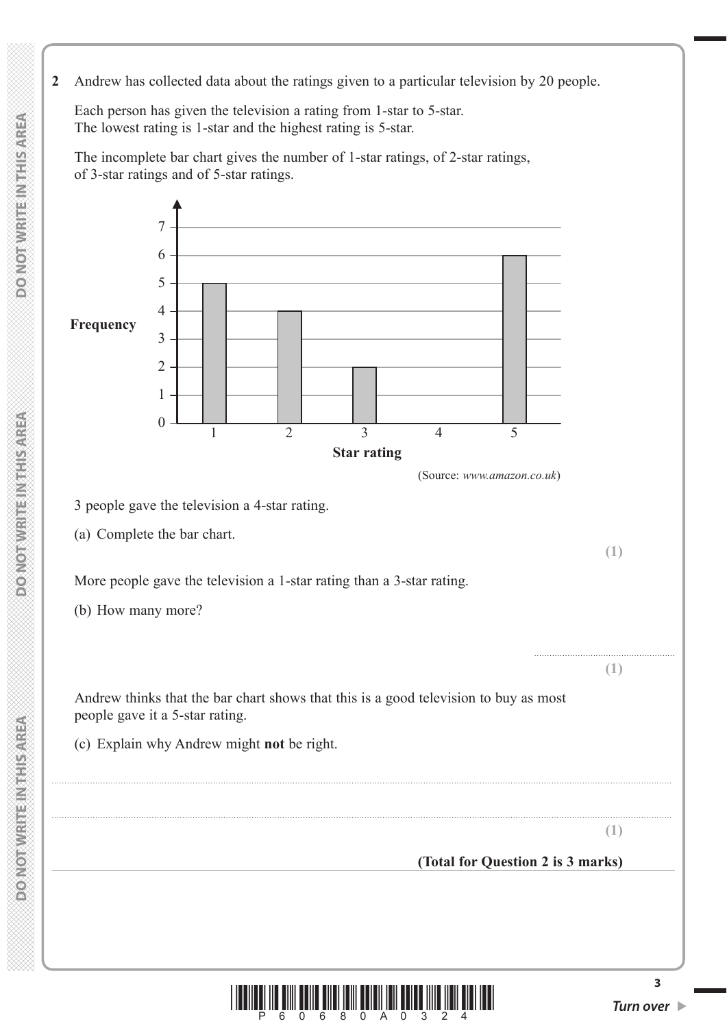**2** Andrew has collected data about the ratings given to a particular television by 20 people.

Each person has given the television a rating from 1-star to 5-star.
The lowest rating is 1-star and the highest rating is 5-star.

The incomplete bar chart gives the number of 1-star ratings, of 2-star ratings, of 3-star ratings and of 5-star ratings.

| Star rating | Frequency |
|---|---|
| 1 | 5 |
| 2 | 4 |
| 3 | 2 |
| 4 | |
| 5 | 6 |

(Source: *www.amazon.co.uk*)

3 people gave the television a 4-star rating.

(a) Complete the bar chart.

**(1)**

More people gave the television a 1-star rating than a 3-star rating.

(b) How many more?

.......................................

**(1)**

Andrew thinks that the bar chart shows that this is a good television to buy as most people gave it a 5-star rating.

(c) Explain why Andrew might **not** be right.

..............................................................................................................................................

..............................................................................................................................................

**(1)**

**(Total for Question 2 is 3 marks)**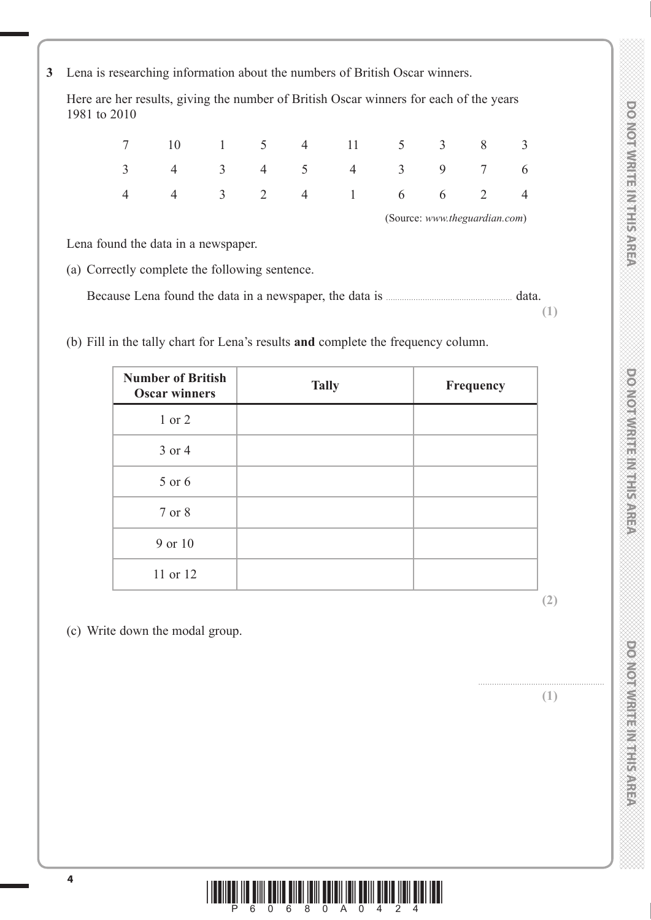**3** Lena is researching information about the numbers of British Oscar winners.

Here are her results, giving the number of British Oscar winners for each of the years 1981 to 2010

| | | | | | | | | | |
|---|---|---|---|---|---|---|---|---|---|
| 7 | 10 | 1 | 5 | 4 | 11 | 5 | 3 | 8 | 3 |
| 3 | 4 | 3 | 4 | 5 | 4 | 3 | 9 | 7 | 6 |
| 4 | 4 | 3 | 2 | 4 | 1 | 6 | 6 | 2 | 4 |

(Source: *www.theguardian.com*)

Lena found the data in a newspaper.

(a) Correctly complete the following sentence.

Because Lena found the data in a newspaper, the data is .................................................... data.

**(1)**

(b) Fill in the tally chart for Lena's results **and** complete the frequency column.

| Number of British Oscar winners | Tally | Frequency |
|---|---|---|
| 1 or 2 | | |
| 3 or 4 | | |
| 5 or 6 | | |
| 7 or 8 | | |
| 9 or 10 | | |
| 11 or 12 | | |

**(2)**

(c) Write down the modal group.

.......................................................

**(1)**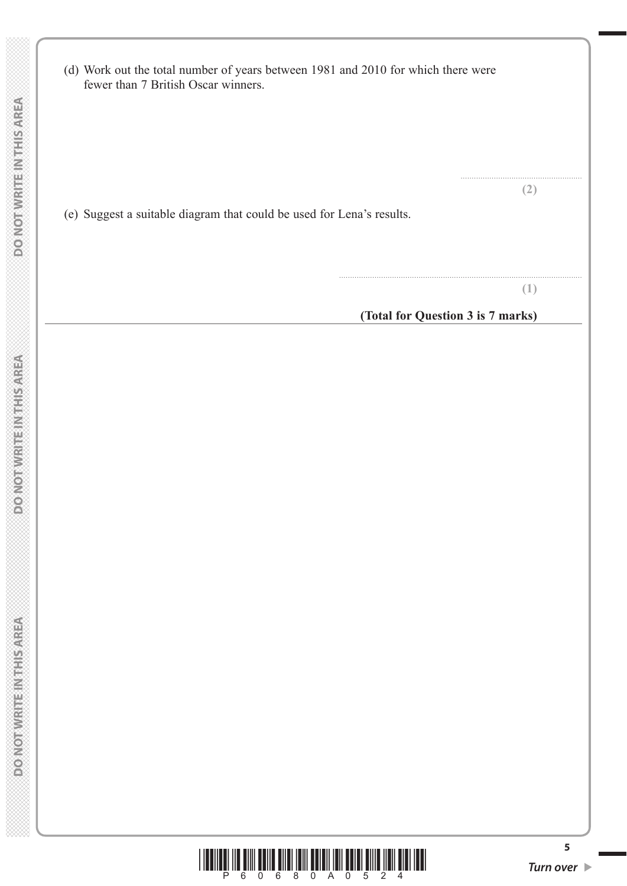(d) Work out the total number of years between 1981 and 2010 for which there were fewer than 7 British Oscar winners.

..........................................................

**(2)**

(e) Suggest a suitable diagram that could be used for Lena's results.

..........................................................................................................

**(1)**

**(Total for Question 3 is 7 marks)**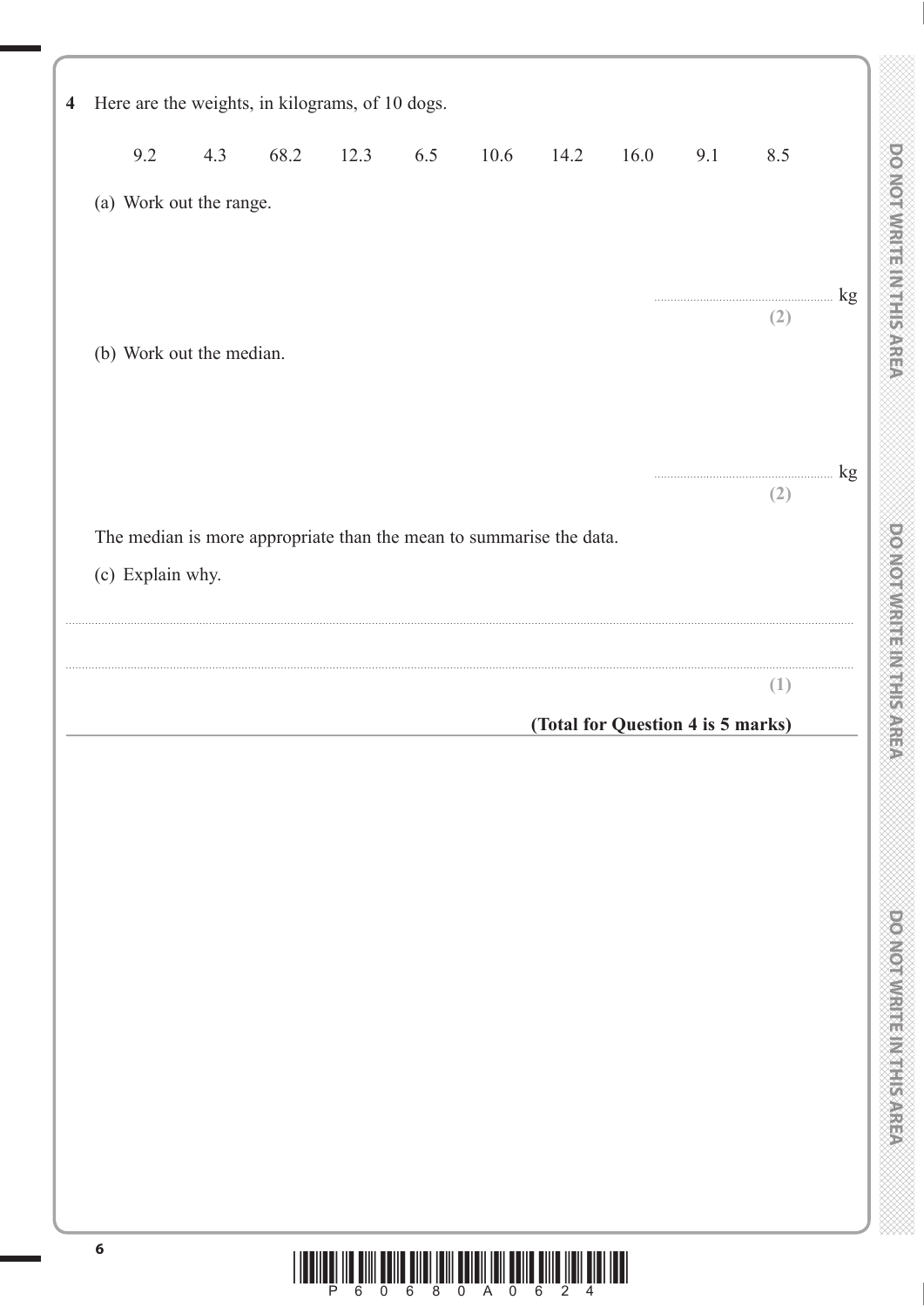**4** Here are the weights, in kilograms, of 10 dogs.

9.2 4.3 68.2 12.3 6.5 10.6 14.2 16.0 9.1 8.5

(a) Work out the range.

.......................................................... kg

**(2)**

(b) Work out the median.

.......................................................... kg

**(2)**

The median is more appropriate than the mean to summarise the data.

(c) Explain why.

..........................................................................................................................................................................................

..........................................................................................................................................................................................

**(1)**

**(Total for Question 4 is 5 marks)**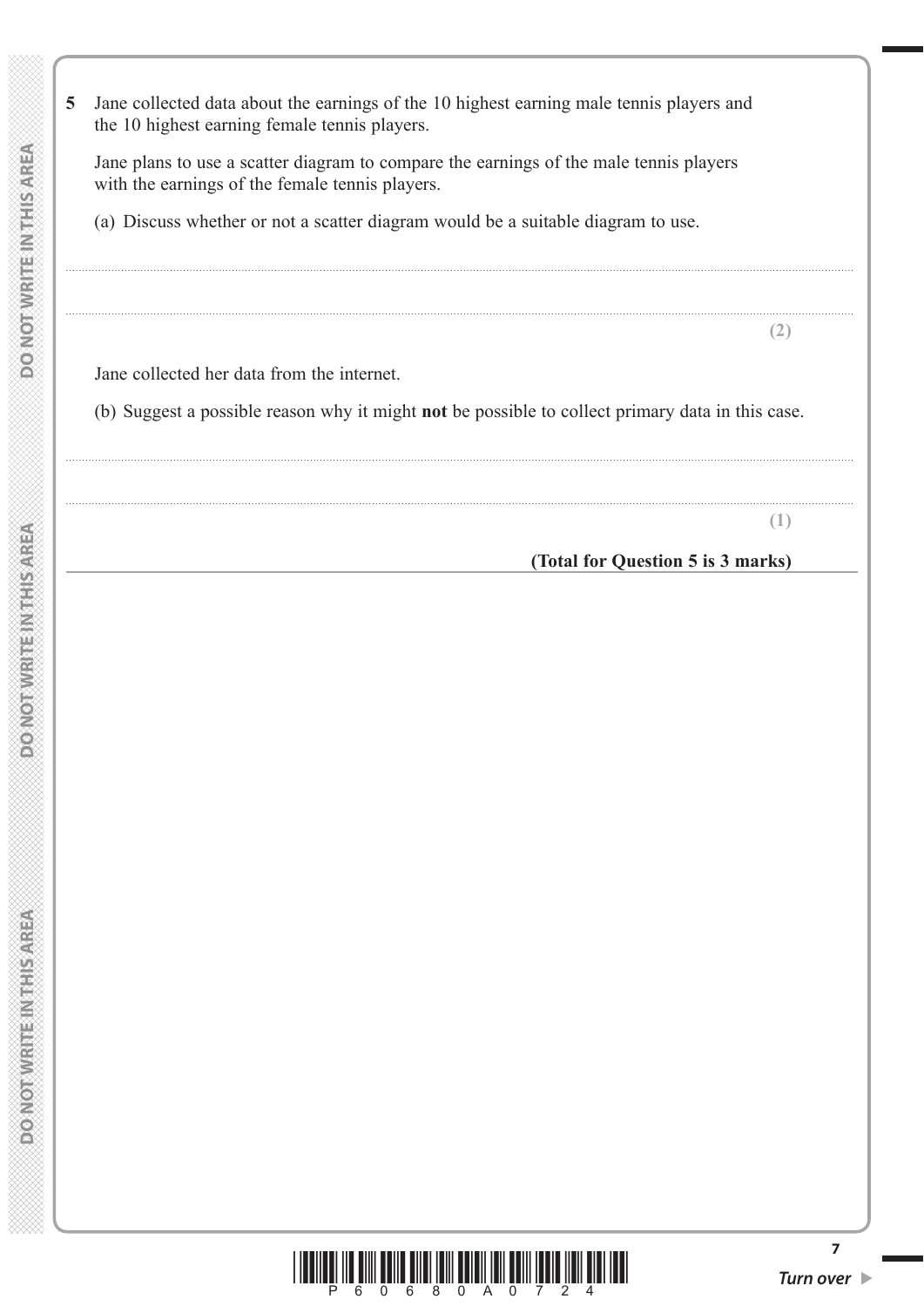**5** Jane collected data about the earnings of the 10 highest earning male tennis players and the 10 highest earning female tennis players.

Jane plans to use a scatter diagram to compare the earnings of the male tennis players with the earnings of the female tennis players.

(a) Discuss whether or not a scatter diagram would be a suitable diagram to use.

..............................................................................................................................................

..............................................................................................................................................

**(2)**

Jane collected her data from the internet.

(b) Suggest a possible reason why it might **not** be possible to collect primary data in this case.

..............................................................................................................................................

..............................................................................................................................................

**(1)**

**(Total for Question 5 is 3 marks)**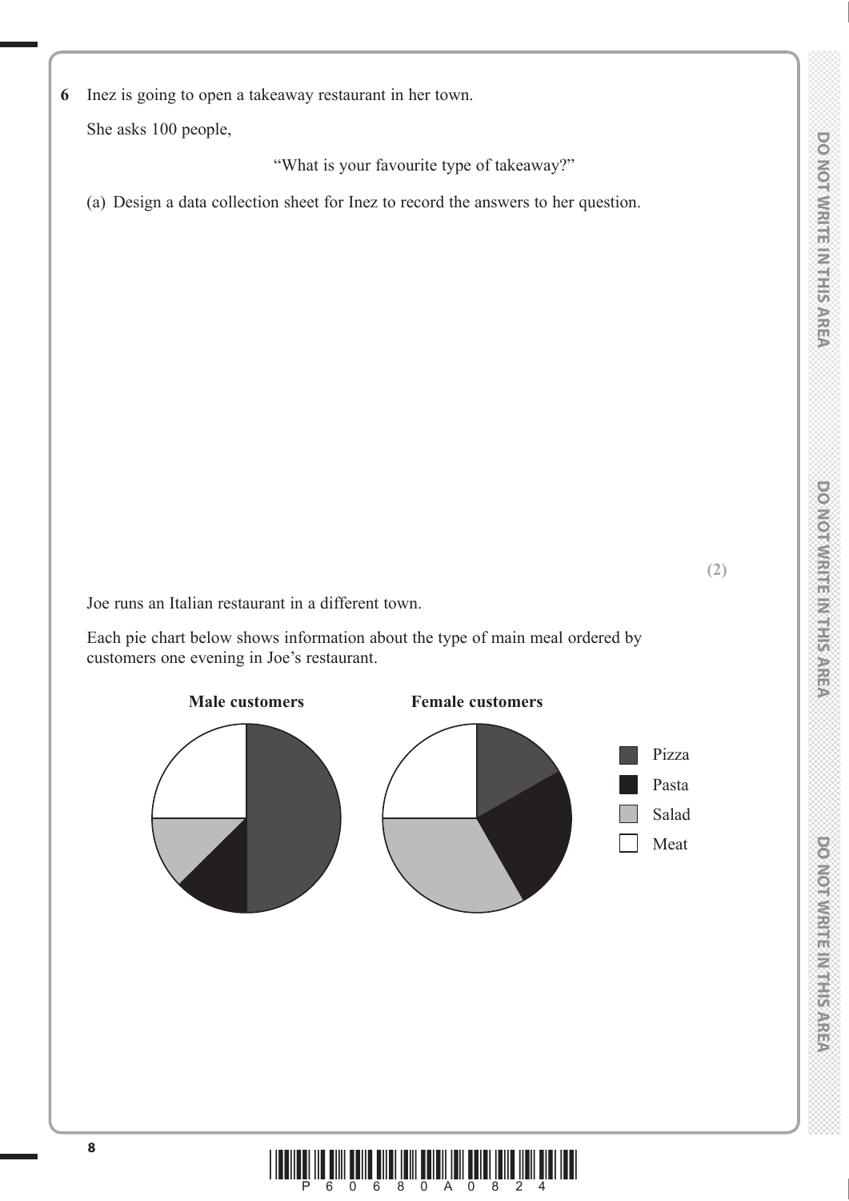**6** Inez is going to open a takeaway restaurant in her town.

She asks 100 people,

"What is your favourite type of takeaway?"

(a) Design a data collection sheet for Inez to record the answers to her question.

**(2)**

Joe runs an Italian restaurant in a different town.

Each pie chart below shows information about the type of main meal ordered by customers one evening in Joe's restaurant.

**Male customers** **Female customers**

Pizza
Pasta
Salad
Meat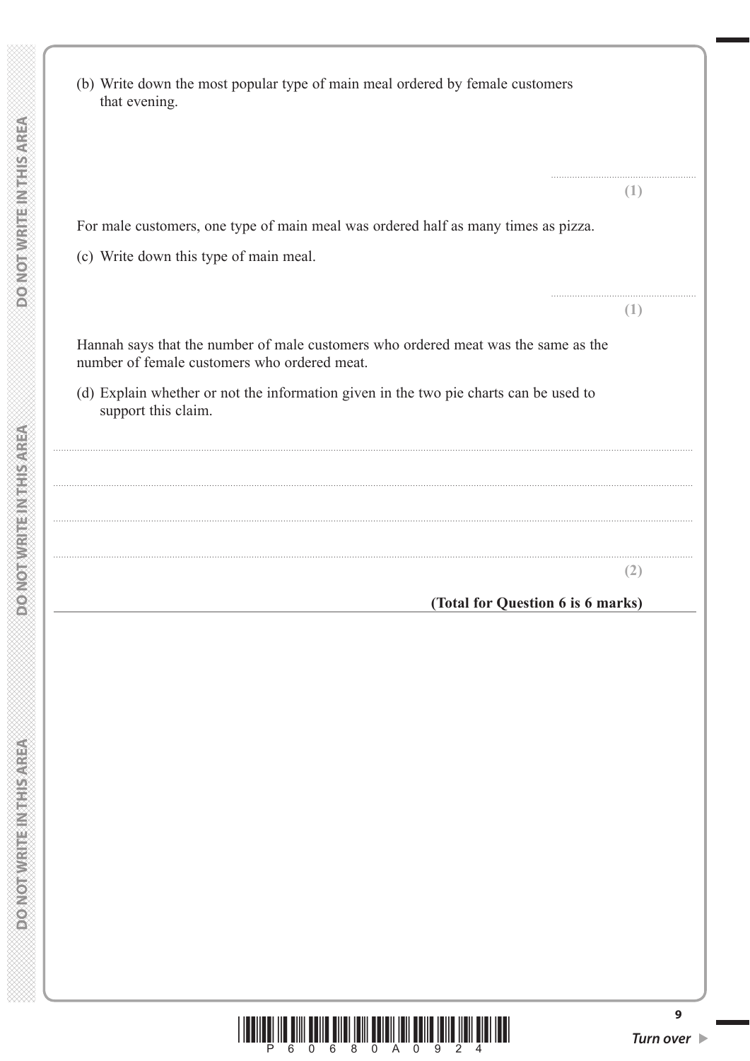(b) Write down the most popular type of main meal ordered by female customers that evening.

..........................................................

**(1)**

For male customers, one type of main meal was ordered half as many times as pizza.

(c) Write down this type of main meal.

..........................................................

**(1)**

Hannah says that the number of male customers who ordered meat was the same as the number of female customers who ordered meat.

(d) Explain whether or not the information given in the two pie charts can be used to support this claim.

..........................................................................................................................................

..........................................................................................................................................

..........................................................................................................................................

..........................................................................................................................................

**(2)**

**(Total for Question 6 is 6 marks)**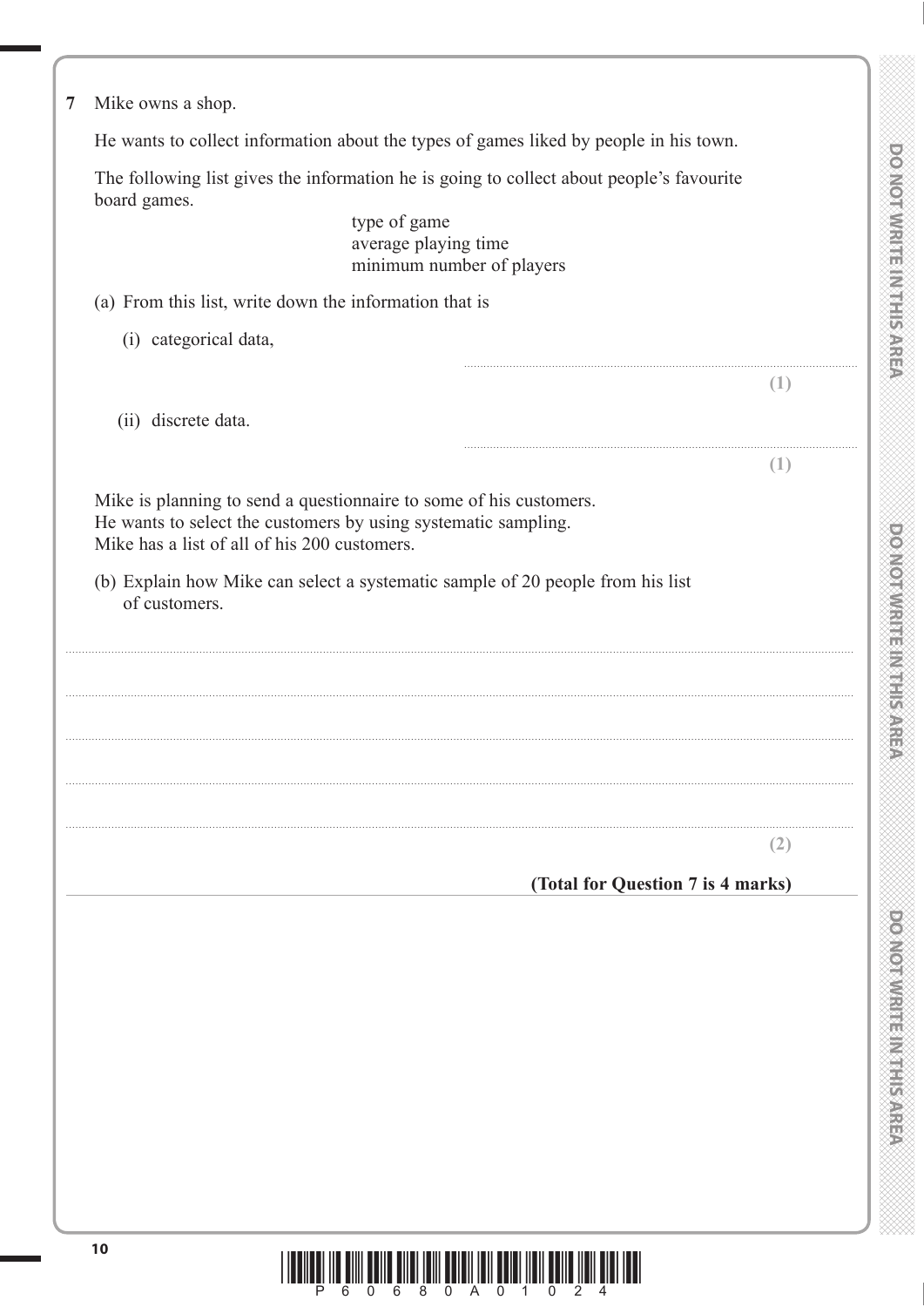**7** Mike owns a shop.

He wants to collect information about the types of games liked by people in his town.

The following list gives the information he is going to collect about people's favourite board games.

type of game
average playing time
minimum number of players

(a) From this list, write down the information that is

(i) categorical data,

..............................................................................................

**(1)**

(ii) discrete data.

..............................................................................................

**(1)**

Mike is planning to send a questionnaire to some of his customers.
He wants to select the customers by using systematic sampling.
Mike has a list of all of his 200 customers.

(b) Explain how Mike can select a systematic sample of 20 people from his list of customers.

..............................................................................................

..............................................................................................

..............................................................................................

..............................................................................................

..............................................................................................

**(2)**

**(Total for Question 7 is 4 marks)**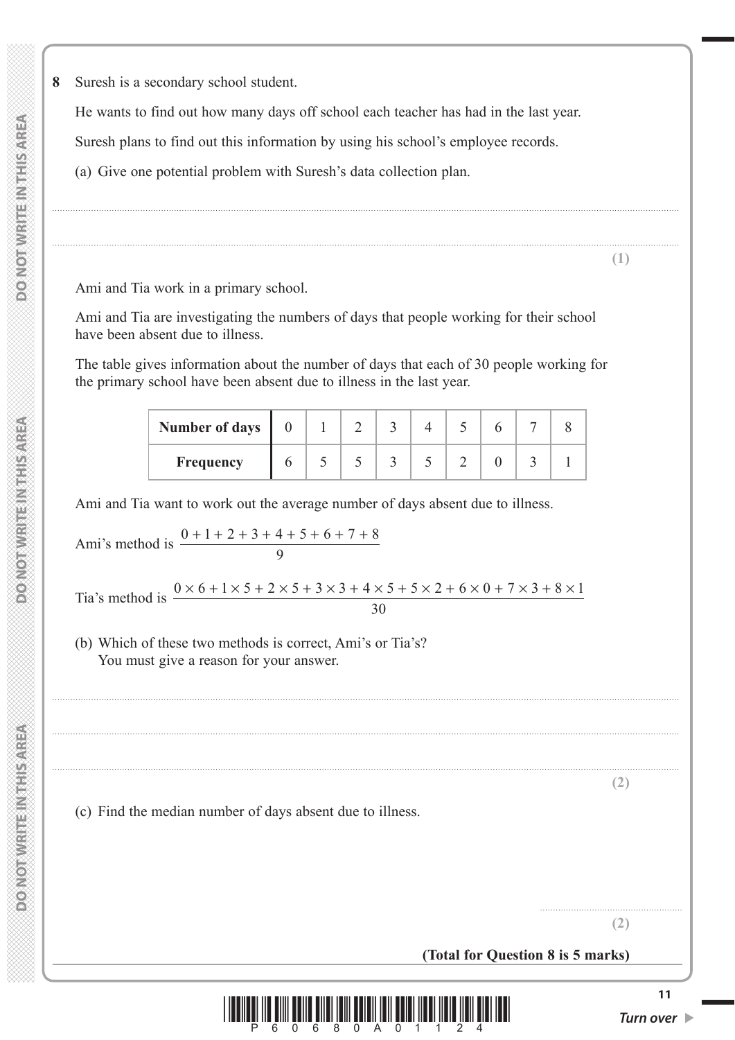**8** Suresh is a secondary school student.

He wants to find out how many days off school each teacher has had in the last year.

Suresh plans to find out this information by using his school's employee records.

(a) Give one potential problem with Suresh's data collection plan.

..............................................................................................................................................

..............................................................................................................................................

**(1)**

Ami and Tia work in a primary school.

Ami and Tia are investigating the numbers of days that people working for their school have been absent due to illness.

The table gives information about the number of days that each of 30 people working for the primary school have been absent due to illness in the last year.

| **Number of days** | 0 | 1 | 2 | 3 | 4 | 5 | 6 | 7 | 8 |
|---|---|---|---|---|---|---|---|---|---|
| **Frequency** | 6 | 5 | 5 | 3 | 5 | 2 | 0 | 3 | 1 |

Ami and Tia want to work out the average number of days absent due to illness.

Ami's method is $\dfrac{0 + 1 + 2 + 3 + 4 + 5 + 6 + 7 + 8}{9}$

Tia's method is $\dfrac{0 \times 6 + 1 \times 5 + 2 \times 5 + 3 \times 3 + 4 \times 5 + 5 \times 2 + 6 \times 0 + 7 \times 3 + 8 \times 1}{30}$

(b) Which of these two methods is correct, Ami's or Tia's?
You must give a reason for your answer.

..............................................................................................................................................

..............................................................................................................................................

..............................................................................................................................................

**(2)**

(c) Find the median number of days absent due to illness.

..............................................

**(2)**

**(Total for Question 8 is 5 marks)**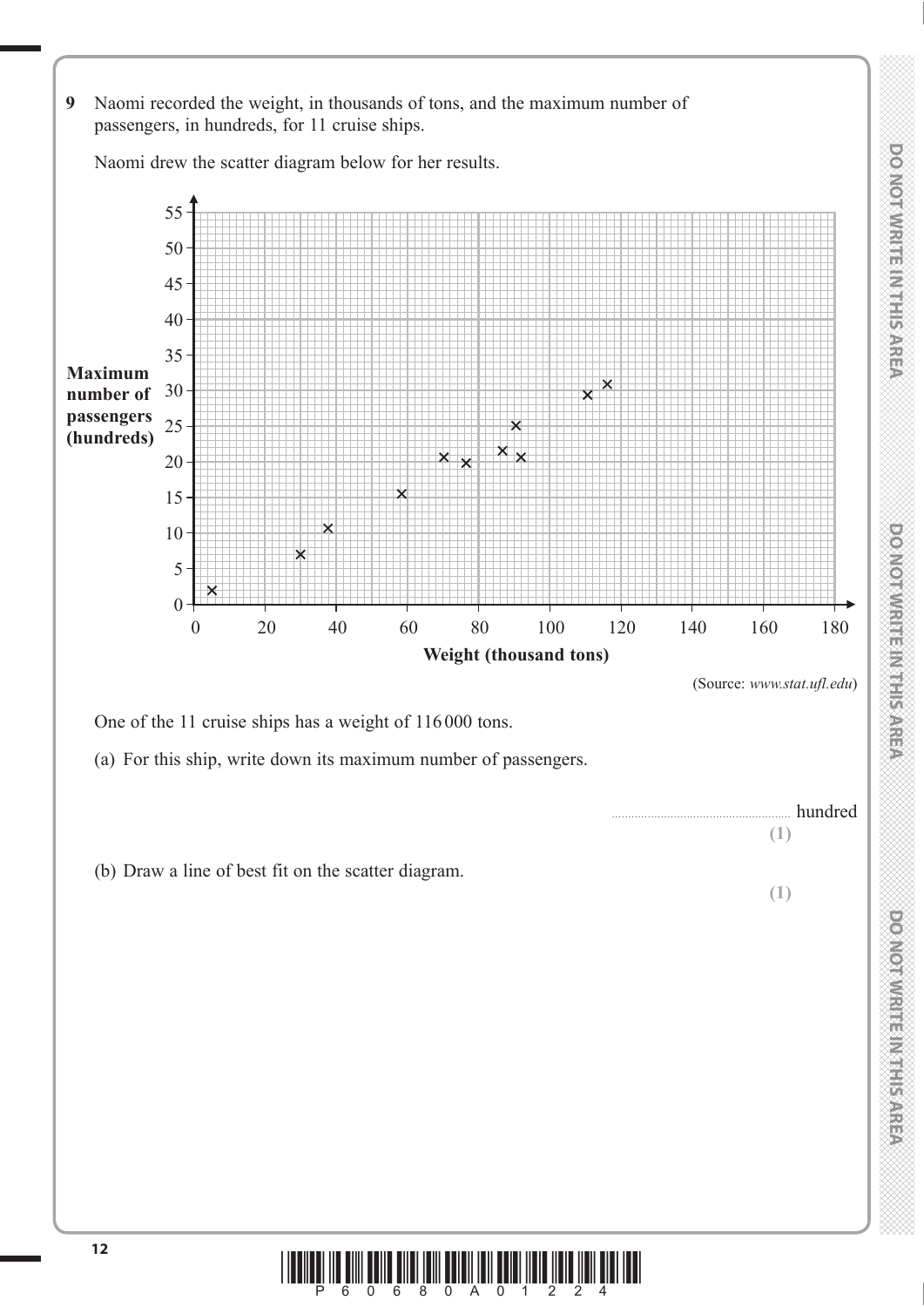**9** Naomi recorded the weight, in thousands of tons, and the maximum number of passengers, in hundreds, for 11 cruise ships.

Naomi drew the scatter diagram below for her results.

(Source: *www.stat.ufl.edu*)

One of the 11 cruise ships has a weight of 116 000 tons.

(a) For this ship, write down its maximum number of passengers.

........................................ hundred

**(1)**

(b) Draw a line of best fit on the scatter diagram.

**(1)**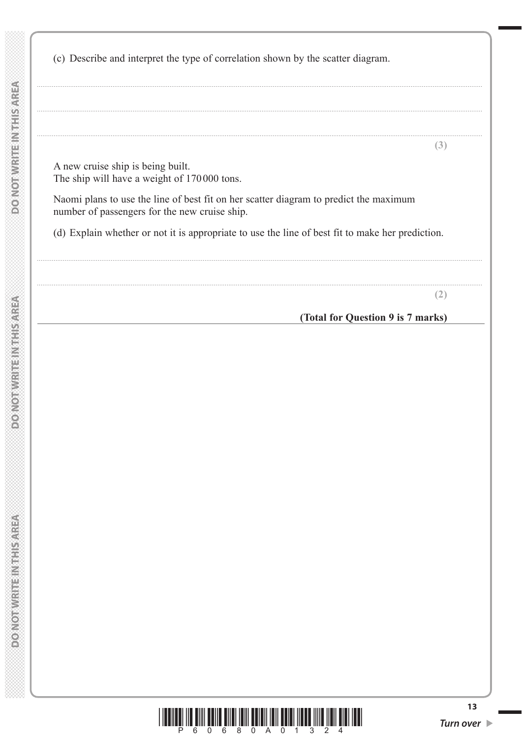(c) Describe and interpret the type of correlation shown by the scatter diagram.

..........................................................................................................................................................................................

..........................................................................................................................................................................................

..........................................................................................................................................................................................

**(3)**

A new cruise ship is being built.
The ship will have a weight of 170 000 tons.

Naomi plans to use the line of best fit on her scatter diagram to predict the maximum number of passengers for the new cruise ship.

(d) Explain whether or not it is appropriate to use the line of best fit to make her prediction.

..........................................................................................................................................................................................

..........................................................................................................................................................................................

**(2)**

**(Total for Question 9 is 7 marks)**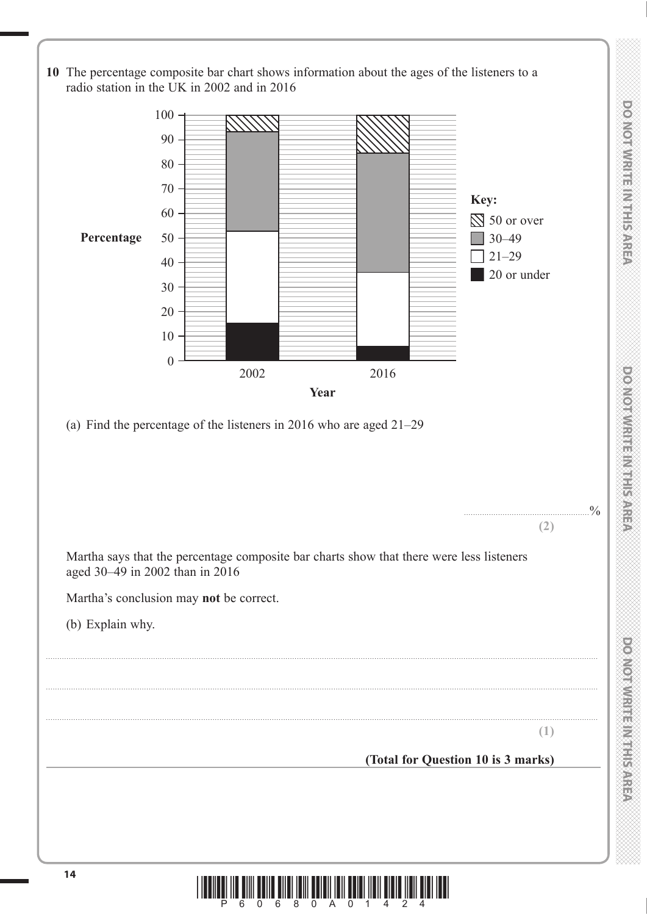**10** The percentage composite bar chart shows information about the ages of the listeners to a radio station in the UK in 2002 and in 2016

(a) Find the percentage of the listeners in 2016 who are aged 21–29

..................................................%

**(2)**

Martha says that the percentage composite bar charts show that there were less listeners aged 30–49 in 2002 than in 2016

Martha's conclusion may **not** be correct.

(b) Explain why.

...................................................................................................................................................

...................................................................................................................................................

...................................................................................................................................................

**(1)**

**(Total for Question 10 is 3 marks)**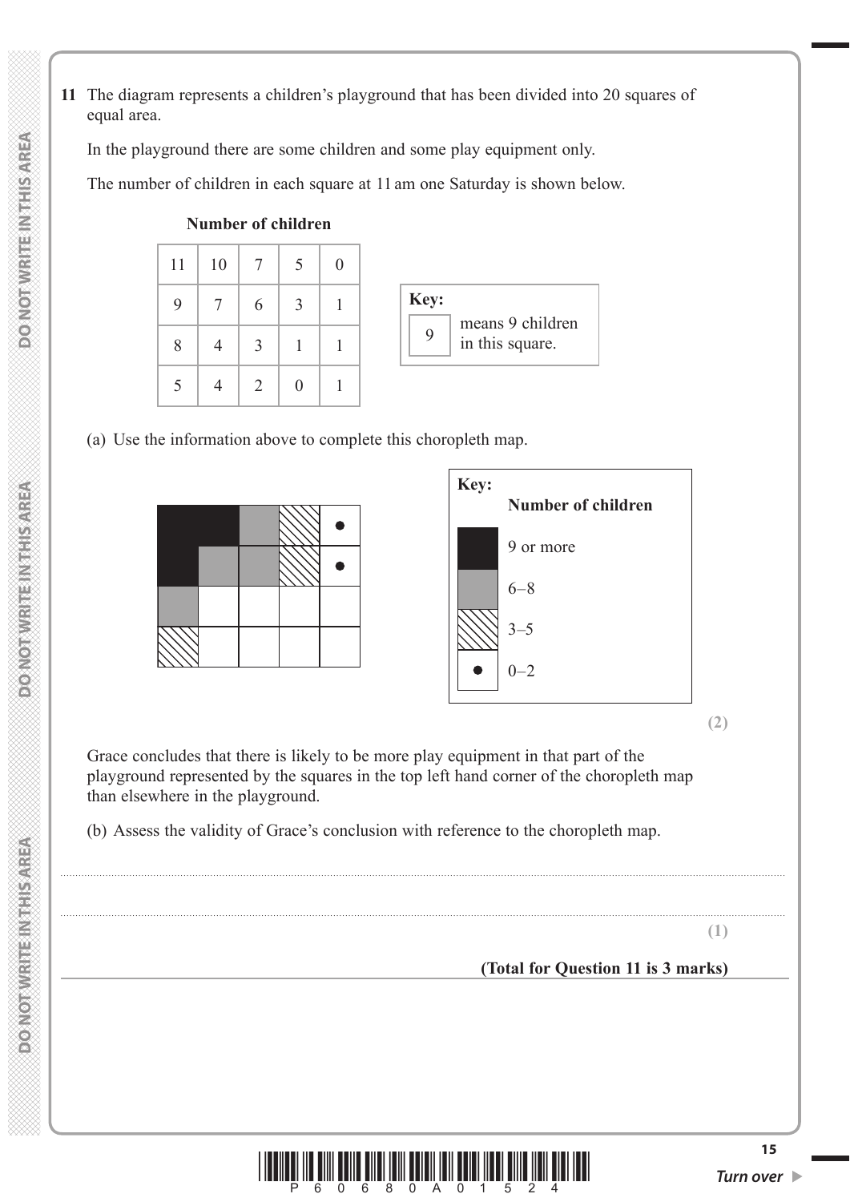**11** The diagram represents a children's playground that has been divided into 20 squares of equal area.

In the playground there are some children and some play equipment only.

The number of children in each square at 11 am one Saturday is shown below.

**Number of children**

| | | | | |
|---|---|---|---|---|
| 11 | 10 | 7 | 5 | 0 |
| 9 | 7 | 6 | 3 | 1 |
| 8 | 4 | 3 | 1 | 1 |
| 5 | 4 | 2 | 0 | 1 |

**Key:** 9 means 9 children in this square.

(a) Use the information above to complete this choropleth map.

**Key:**

**Number of children**

- (black) 9 or more
- (grey) 6–8
- (hatched) 3–5
- (dot) 0–2

**(2)**

Grace concludes that there is likely to be more play equipment in that part of the playground represented by the squares in the top left hand corner of the choropleth map than elsewhere in the playground.

(b) Assess the validity of Grace's conclusion with reference to the choropleth map.

..............................................................................................................................................

..............................................................................................................................................

**(1)**

**(Total for Question 11 is 3 marks)**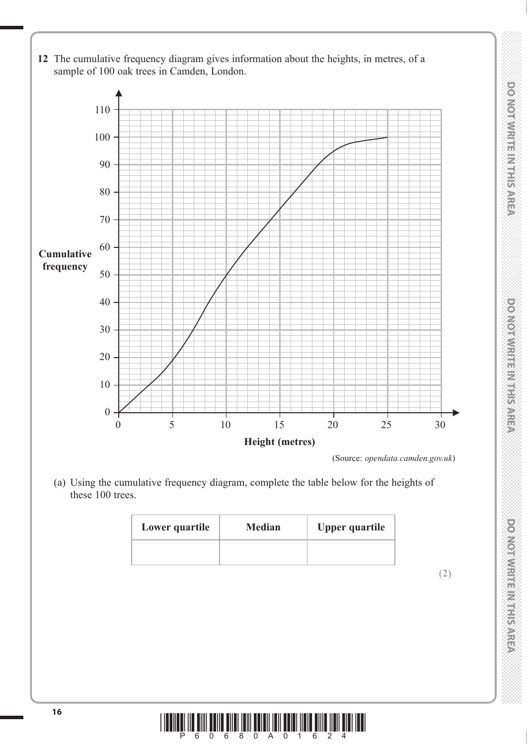**12** The cumulative frequency diagram gives information about the heights, in metres, of a sample of 100 oak trees in Camden, London.

(Source: *opendata.camden.gov.uk*)

(a) Using the cumulative frequency diagram, complete the table below for the heights of these 100 trees.

| Lower quartile | Median | Upper quartile |
|---|---|---|
| | | |

**(2)**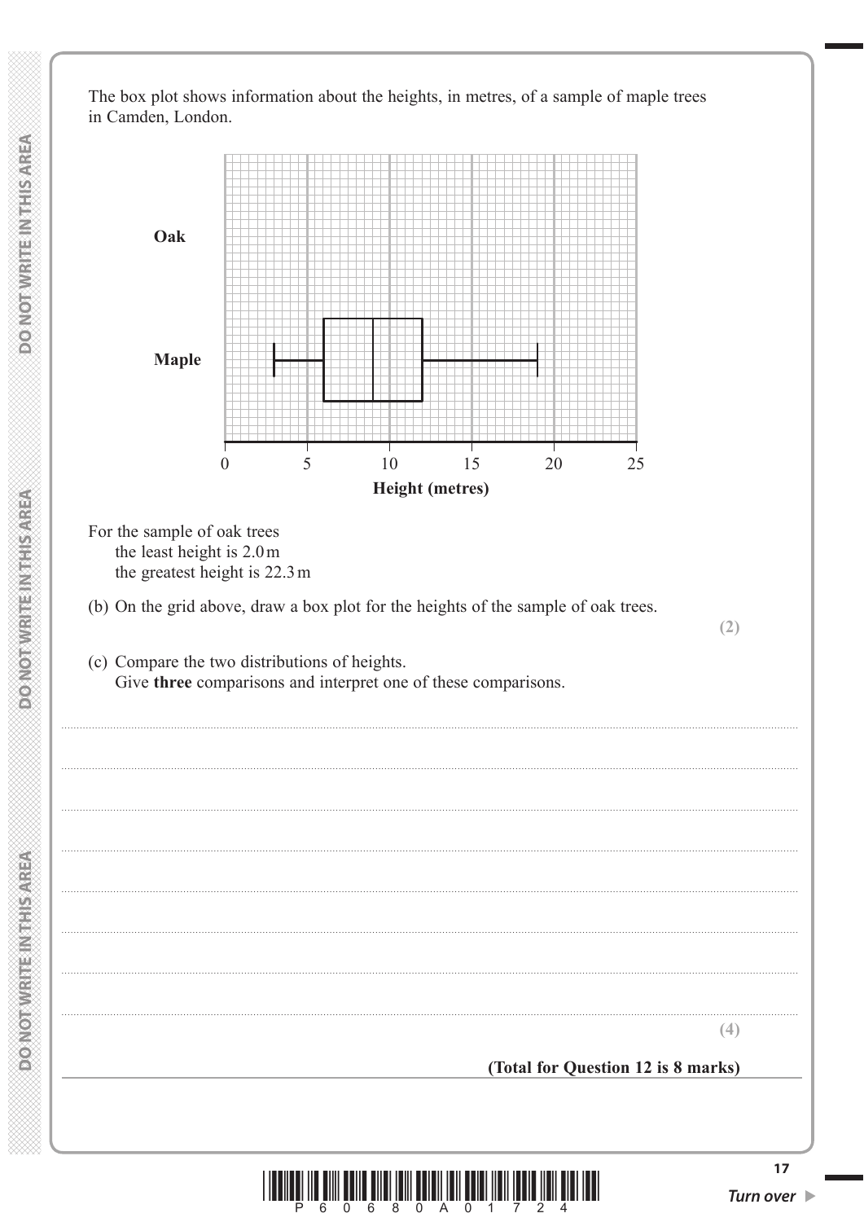The box plot shows information about the heights, in metres, of a sample of maple trees in Camden, London.

Oak

Maple

0 5 10 15 20 25

**Height (metres)**

For the sample of oak trees
 the least height is 2.0 m
 the greatest height is 22.3 m

(b) On the grid above, draw a box plot for the heights of the sample of oak trees.

**(2)**

(c) Compare the two distributions of heights.
 Give **three** comparisons and interpret one of these comparisons.

.......................................................................................................................................................................................................................

.......................................................................................................................................................................................................................

.......................................................................................................................................................................................................................

.......................................................................................................................................................................................................................

.......................................................................................................................................................................................................................

.......................................................................................................................................................................................................................

.......................................................................................................................................................................................................................

.......................................................................................................................................................................................................................

**(4)**

**(Total for Question 12 is 8 marks)**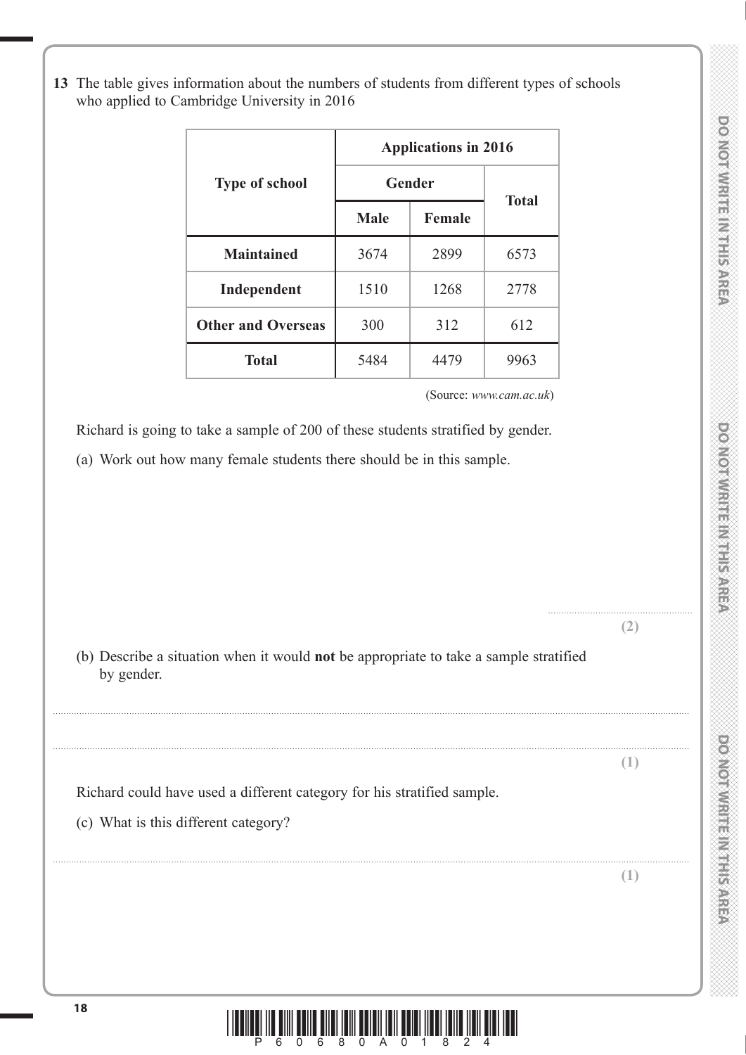**13** The table gives information about the numbers of students from different types of schools who applied to Cambridge University in 2016

| Type of school | Applications in 2016 | | |
|---|---|---|---|
| | Gender | | Total |
| | Male | Female | |
| **Maintained** | 3674 | 2899 | 6573 |
| **Independent** | 1510 | 1268 | 2778 |
| **Other and Overseas** | 300 | 312 | 612 |
| **Total** | 5484 | 4479 | 9963 |

(Source: *www.cam.ac.uk*)

Richard is going to take a sample of 200 of these students stratified by gender.

(a) Work out how many female students there should be in this sample.

.......................................................
**(2)**

(b) Describe a situation when it would **not** be appropriate to take a sample stratified by gender.

..............................................................................................................................................................................................................

..............................................................................................................................................................................................................
**(1)**

Richard could have used a different category for his stratified sample.

(c) What is this different category?

..............................................................................................................................................................................................................
**(1)**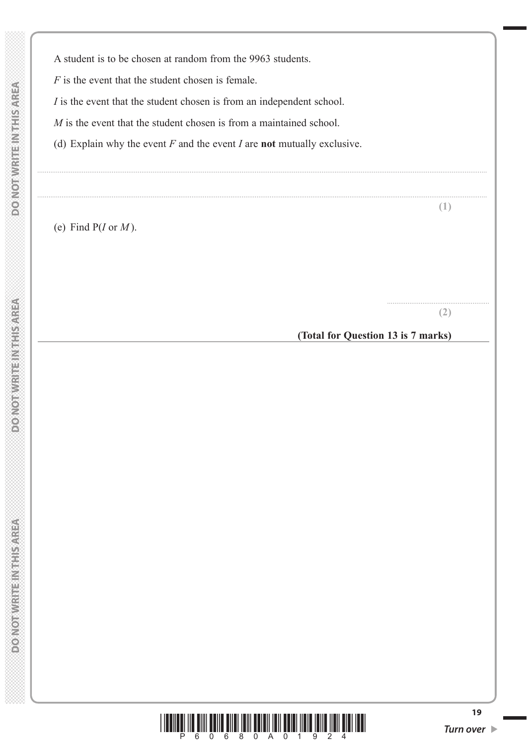A student is to be chosen at random from the 9963 students.

$F$ is the event that the student chosen is female.

$I$ is the event that the student chosen is from an independent school.

$M$ is the event that the student chosen is from a maintained school.

(d) Explain why the event $F$ and the event $I$ are **not** mutually exclusive.

..............................................................................................................................................

..............................................................................................................................................

**(1)**

(e) Find P($I$ or $M$).

..............................................................

**(2)**

**(Total for Question 13 is 7 marks)**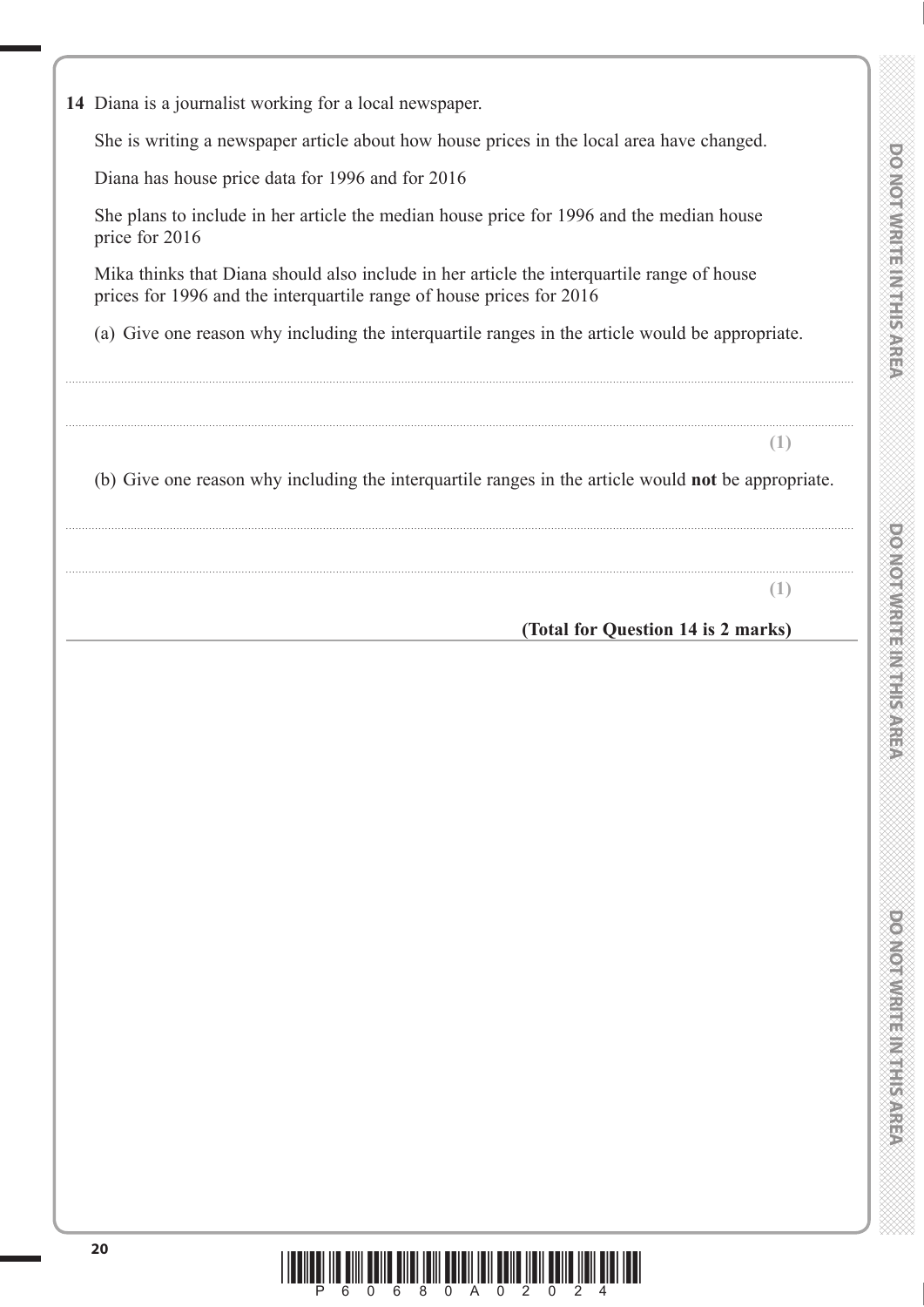**14** Diana is a journalist working for a local newspaper.

She is writing a newspaper article about how house prices in the local area have changed.

Diana has house price data for 1996 and for 2016

She plans to include in her article the median house price for 1996 and the median house price for 2016

Mika thinks that Diana should also include in her article the interquartile range of house prices for 1996 and the interquartile range of house prices for 2016

(a) Give one reason why including the interquartile ranges in the article would be appropriate.

..............................................................................................................................................

..............................................................................................................................................

**(1)**

(b) Give one reason why including the interquartile ranges in the article would **not** be appropriate.

..............................................................................................................................................

..............................................................................................................................................

**(1)**

**(Total for Question 14 is 2 marks)**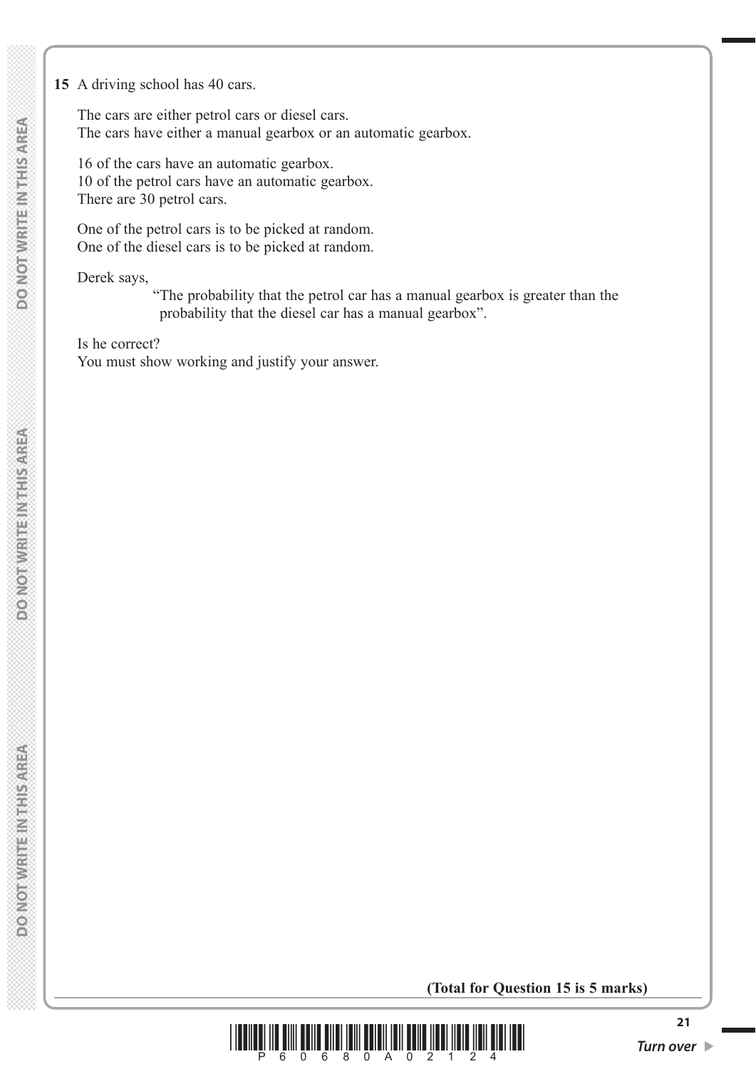**15** A driving school has 40 cars.

The cars are either petrol cars or diesel cars.
The cars have either a manual gearbox or an automatic gearbox.

16 of the cars have an automatic gearbox.
10 of the petrol cars have an automatic gearbox.
There are 30 petrol cars.

One of the petrol cars is to be picked at random.
One of the diesel cars is to be picked at random.

Derek says,

"The probability that the petrol car has a manual gearbox is greater than the probability that the diesel car has a manual gearbox".

Is he correct?
You must show working and justify your answer.

**(Total for Question 15 is 5 marks)**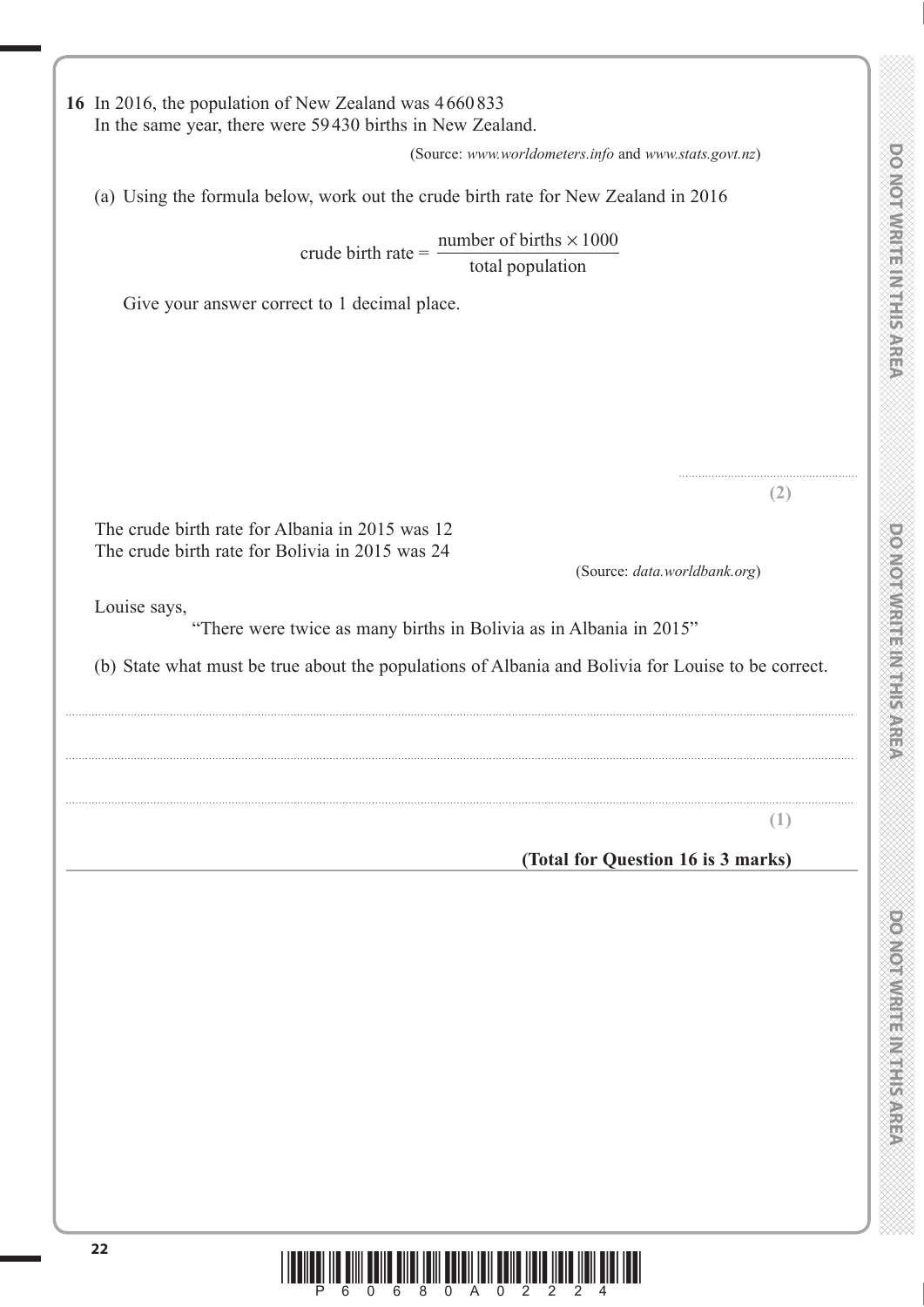**16** In 2016, the population of New Zealand was 4 660 833
In the same year, there were 59 430 births in New Zealand.

(Source: *www.worldometers.info* and *www.stats.govt.nz*)

(a) Using the formula below, work out the crude birth rate for New Zealand in 2016

$$\text{crude birth rate} = \frac{\text{number of births} \times 1000}{\text{total population}}$$

Give your answer correct to 1 decimal place.

..........................................................

**(2)**

The crude birth rate for Albania in 2015 was 12
The crude birth rate for Bolivia in 2015 was 24

(Source: *data.worldbank.org*)

Louise says,

"There were twice as many births in Bolivia as in Albania in 2015"

(b) State what must be true about the populations of Albania and Bolivia for Louise to be correct.

..........................................................................................................................................................................................

..........................................................................................................................................................................................

..........................................................................................................................................................................................

**(1)**

**(Total for Question 16 is 3 marks)**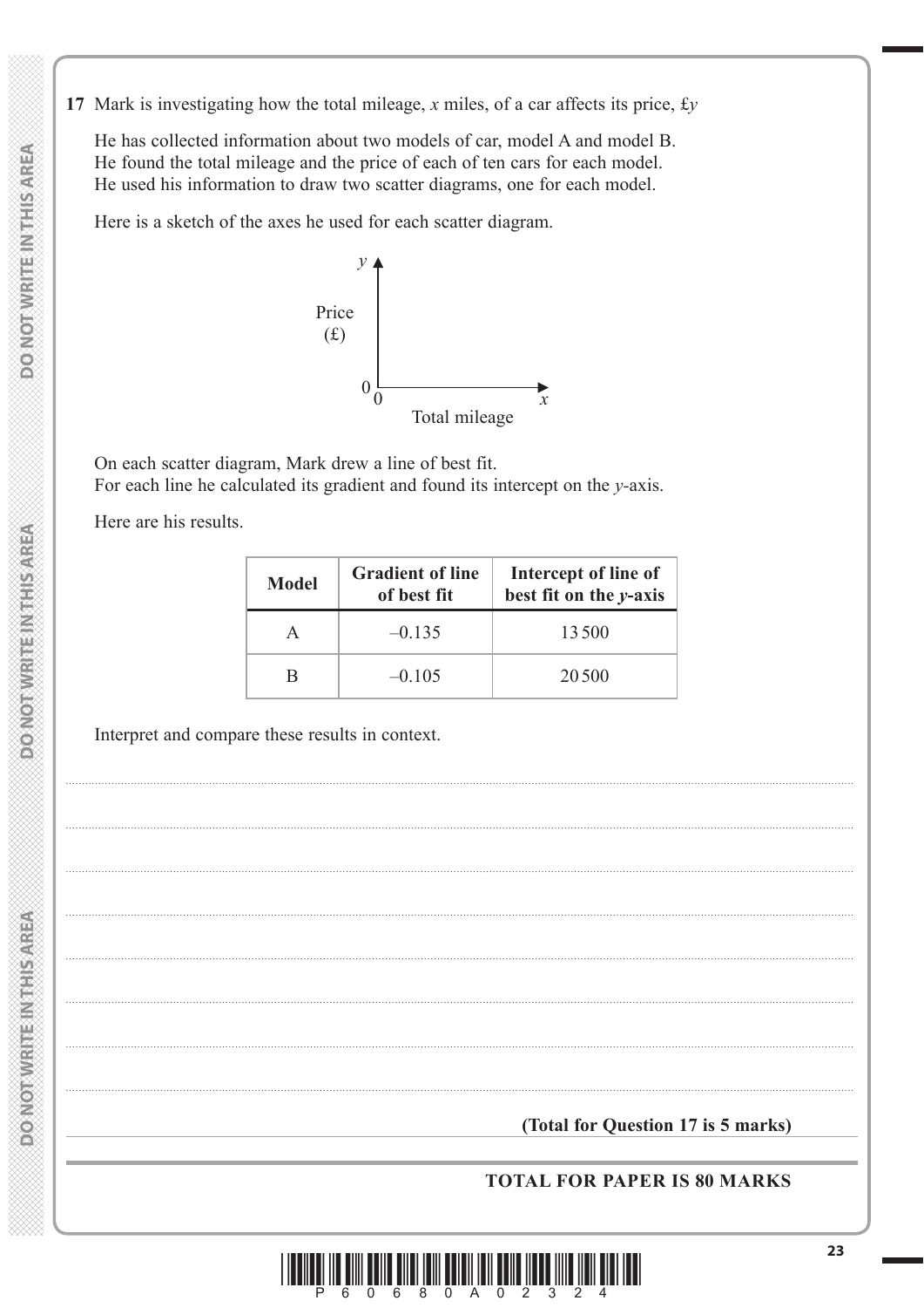**17** Mark is investigating how the total mileage, $x$ miles, of a car affects its price, £$y$

He has collected information about two models of car, model A and model B.
He found the total mileage and the price of each of ten cars for each model.
He used his information to draw two scatter diagrams, one for each model.

Here is a sketch of the axes he used for each scatter diagram.

y
Price
(£)
0
0 x
Total mileage

On each scatter diagram, Mark drew a line of best fit.
For each line he calculated its gradient and found its intercept on the $y$-axis.

Here are his results.

| Model | Gradient of line of best fit | Intercept of line of best fit on the $y$-axis |
|---|---|---|
| A | –0.135 | 13 500 |
| B | –0.105 | 20 500 |

Interpret and compare these results in context.

**(Total for Question 17 is 5 marks)**

**TOTAL FOR PAPER IS 80 MARKS**